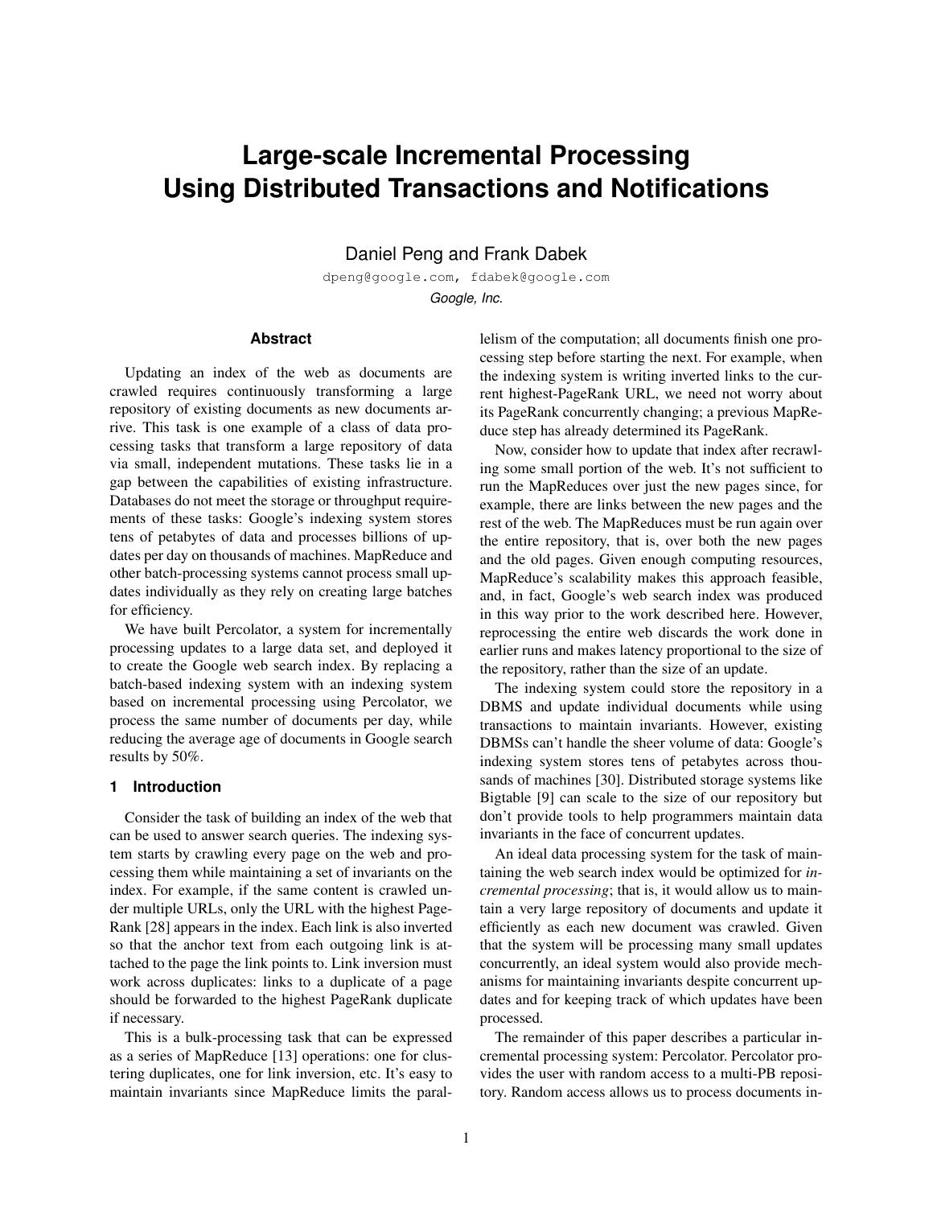# Large-scale Incremental Processing Using Distributed Transactions and Notifications

Daniel Peng and Frank Dabek

dpeng@google.com, fdabek@google.com

*Google, Inc.*

## Abstract

Updating an index of the web as documents are crawled requires continuously transforming a large repository of existing documents as new documents arrive. This task is one example of a class of data processing tasks that transform a large repository of data via small, independent mutations. These tasks lie in a gap between the capabilities of existing infrastructure. Databases do not meet the storage or throughput requirements of these tasks: Google's indexing system stores tens of petabytes of data and processes billions of updates per day on thousands of machines. MapReduce and other batch-processing systems cannot process small updates individually as they rely on creating large batches for efficiency.

We have built Percolator, a system for incrementally processing updates to a large data set, and deployed it to create the Google web search index. By replacing a batch-based indexing system with an indexing system based on incremental processing using Percolator, we process the same number of documents per day, while reducing the average age of documents in Google search results by 50%.

## 1 Introduction

Consider the task of building an index of the web that can be used to answer search queries. The indexing system starts by crawling every page on the web and processing them while maintaining a set of invariants on the index. For example, if the same content is crawled under multiple URLs, only the URL with the highest PageRank [28] appears in the index. Each link is also inverted so that the anchor text from each outgoing link is attached to the page the link points to. Link inversion must work across duplicates: links to a duplicate of a page should be forwarded to the highest PageRank duplicate if necessary.

This is a bulk-processing task that can be expressed as a series of MapReduce [13] operations: one for clustering duplicates, one for link inversion, etc. It's easy to maintain invariants since MapReduce limits the parallelism of the computation; all documents finish one processing step before starting the next. For example, when the indexing system is writing inverted links to the current highest-PageRank URL, we need not worry about its PageRank concurrently changing; a previous MapReduce step has already determined its PageRank.

Now, consider how to update that index after recrawling some small portion of the web. It's not sufficient to run the MapReduces over just the new pages since, for example, there are links between the new pages and the rest of the web. The MapReduces must be run again over the entire repository, that is, over both the new pages and the old pages. Given enough computing resources, MapReduce's scalability makes this approach feasible, and, in fact, Google's web search index was produced in this way prior to the work described here. However, reprocessing the entire web discards the work done in earlier runs and makes latency proportional to the size of the repository, rather than the size of an update.

The indexing system could store the repository in a DBMS and update individual documents while using transactions to maintain invariants. However, existing DBMSs can't handle the sheer volume of data: Google's indexing system stores tens of petabytes across thousands of machines [30]. Distributed storage systems like Bigtable [9] can scale to the size of our repository but don't provide tools to help programmers maintain data invariants in the face of concurrent updates.

An ideal data processing system for the task of maintaining the web search index would be optimized for *incremental processing*; that is, it would allow us to maintain a very large repository of documents and update it efficiently as each new document was crawled. Given that the system will be processing many small updates concurrently, an ideal system would also provide mechanisms for maintaining invariants despite concurrent updates and for keeping track of which updates have been processed.

The remainder of this paper describes a particular incremental processing system: Percolator. Percolator provides the user with random access to a multi-PB repository. Random access allows us to process documents in-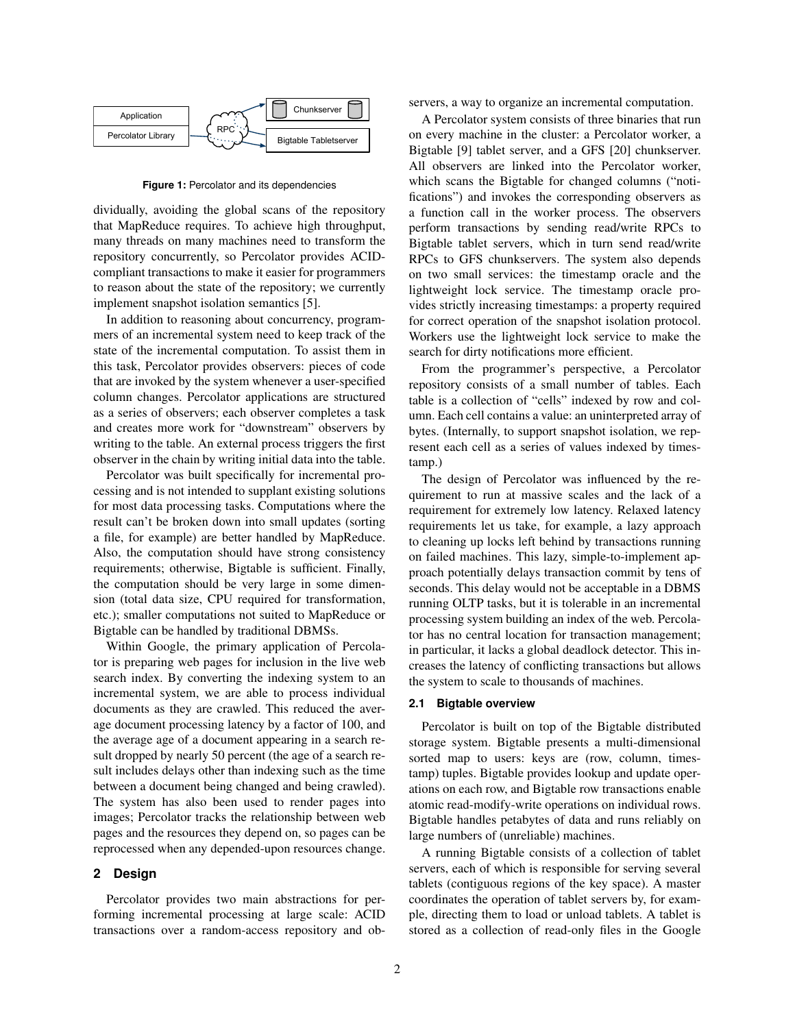Figure 1: Percolator and its dependencies

dividually, avoiding the global scans of the repository that MapReduce requires. To achieve high throughput, many threads on many machines need to transform the repository concurrently, so Percolator provides ACID-compliant transactions to make it easier for programmers to reason about the state of the repository; we currently implement snapshot isolation semantics [5].

In addition to reasoning about concurrency, programmers of an incremental system need to keep track of the state of the incremental computation. To assist them in this task, Percolator provides observers: pieces of code that are invoked by the system whenever a user-specified column changes. Percolator applications are structured as a series of observers; each observer completes a task and creates more work for "downstream" observers by writing to the table. An external process triggers the first observer in the chain by writing initial data into the table.

Percolator was built specifically for incremental processing and is not intended to supplant existing solutions for most data processing tasks. Computations where the result can't be broken down into small updates (sorting a file, for example) are better handled by MapReduce. Also, the computation should have strong consistency requirements; otherwise, Bigtable is sufficient. Finally, the computation should be very large in some dimension (total data size, CPU required for transformation, etc.); smaller computations not suited to MapReduce or Bigtable can be handled by traditional DBMSs.

Within Google, the primary application of Percolator is preparing web pages for inclusion in the live web search index. By converting the indexing system to an incremental system, we are able to process individual documents as they are crawled. This reduced the average document processing latency by a factor of 100, and the average age of a document appearing in a search result dropped by nearly 50 percent (the age of a search result includes delays other than indexing such as the time between a document being changed and being crawled). The system has also been used to render pages into images; Percolator tracks the relationship between web pages and the resources they depend on, so pages can be reprocessed when any depended-upon resources change.

## 2 Design

Percolator provides two main abstractions for performing incremental processing at large scale: ACID transactions over a random-access repository and observers, a way to organize an incremental computation.

A Percolator system consists of three binaries that run on every machine in the cluster: a Percolator worker, a Bigtable [9] tablet server, and a GFS [20] chunkserver. All observers are linked into the Percolator worker, which scans the Bigtable for changed columns ("notifications") and invokes the corresponding observers as a function call in the worker process. The observers perform transactions by sending read/write RPCs to Bigtable tablet servers, which in turn send read/write RPCs to GFS chunkservers. The system also depends on two small services: the timestamp oracle and the lightweight lock service. The timestamp oracle provides strictly increasing timestamps: a property required for correct operation of the snapshot isolation protocol. Workers use the lightweight lock service to make the search for dirty notifications more efficient.

From the programmer's perspective, a Percolator repository consists of a small number of tables. Each table is a collection of "cells" indexed by row and column. Each cell contains a value: an uninterpreted array of bytes. (Internally, to support snapshot isolation, we represent each cell as a series of values indexed by timestamp.)

The design of Percolator was influenced by the requirement to run at massive scales and the lack of a requirement for extremely low latency. Relaxed latency requirements let us take, for example, a lazy approach to cleaning up locks left behind by transactions running on failed machines. This lazy, simple-to-implement approach potentially delays transaction commit by tens of seconds. This delay would not be acceptable in a DBMS running OLTP tasks, but it is tolerable in an incremental processing system building an index of the web. Percolator has no central location for transaction management; in particular, it lacks a global deadlock detector. This increases the latency of conflicting transactions but allows the system to scale to thousands of machines.

### 2.1 Bigtable overview

Percolator is built on top of the Bigtable distributed storage system. Bigtable presents a multi-dimensional sorted map to users: keys are (row, column, timestamp) tuples. Bigtable provides lookup and update operations on each row, and Bigtable row transactions enable atomic read-modify-write operations on individual rows. Bigtable handles petabytes of data and runs reliably on large numbers of (unreliable) machines.

A running Bigtable consists of a collection of tablet servers, each of which is responsible for serving several tablets (contiguous regions of the key space). A master coordinates the operation of tablet servers by, for example, directing them to load or unload tablets. A tablet is stored as a collection of read-only files in the Google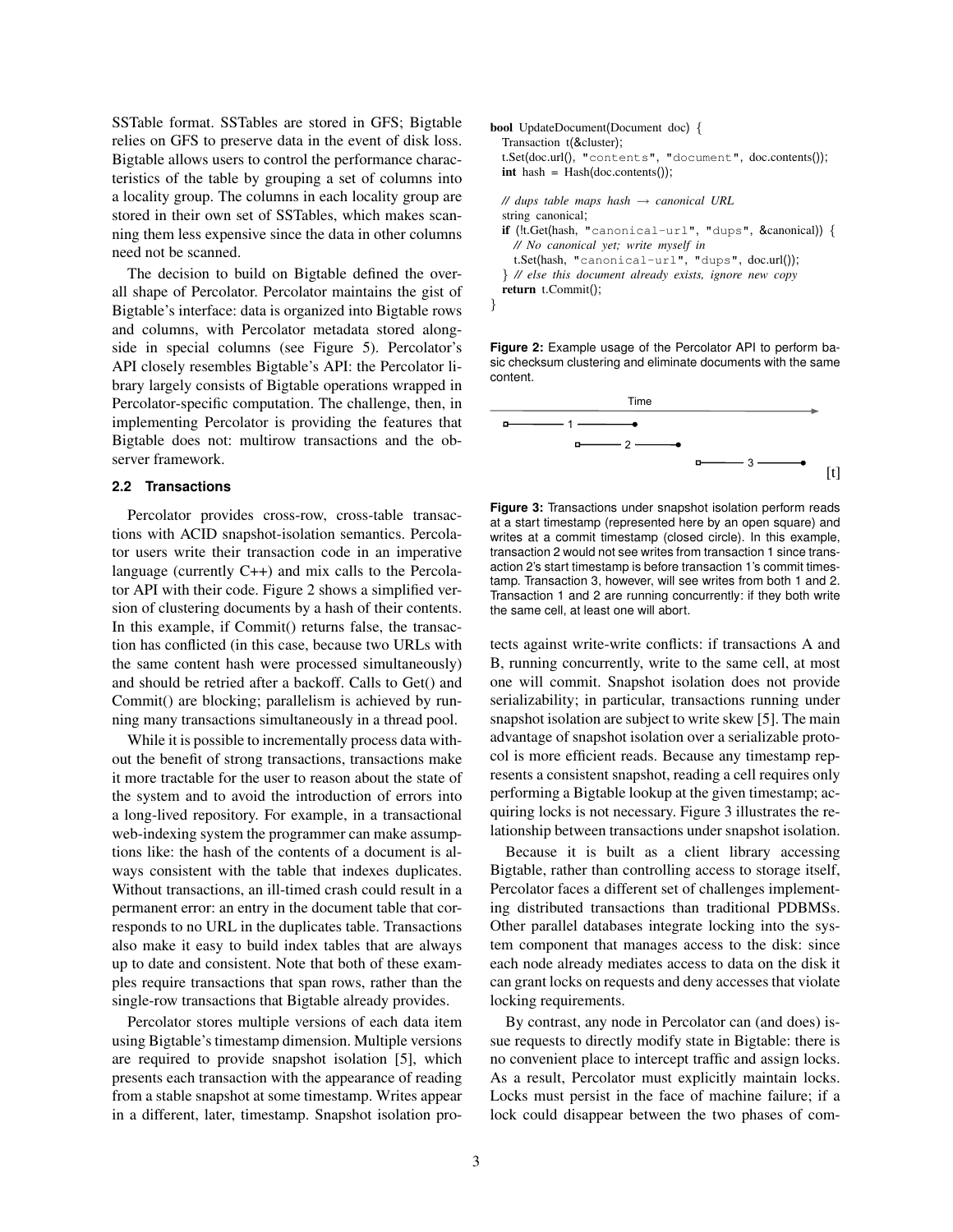SSTable format. SSTables are stored in GFS; Bigtable relies on GFS to preserve data in the event of disk loss. Bigtable allows users to control the performance characteristics of the table by grouping a set of columns into a locality group. The columns in each locality group are stored in their own set of SSTables, which makes scanning them less expensive since the data in other columns need not be scanned.

The decision to build on Bigtable defined the overall shape of Percolator. Percolator maintains the gist of Bigtable's interface: data is organized into Bigtable rows and columns, with Percolator metadata stored alongside in special columns (see Figure 5). Percolator's API closely resembles Bigtable's API: the Percolator library largely consists of Bigtable operations wrapped in Percolator-specific computation. The challenge, then, in implementing Percolator is providing the features that Bigtable does not: multirow transactions and the observer framework.

### 2.2 Transactions

Percolator provides cross-row, cross-table transactions with ACID snapshot-isolation semantics. Percolator users write their transaction code in an imperative language (currently C++) and mix calls to the Percolator API with their code. Figure 2 shows a simplified version of clustering documents by a hash of their contents. In this example, if Commit() returns false, the transaction has conflicted (in this case, because two URLs with the same content hash were processed simultaneously) and should be retried after a backoff. Calls to Get() and Commit() are blocking; parallelism is achieved by running many transactions simultaneously in a thread pool.

While it is possible to incrementally process data without the benefit of strong transactions, transactions make it more tractable for the user to reason about the state of the system and to avoid the introduction of errors into a long-lived repository. For example, in a transactional web-indexing system the programmer can make assumptions like: the hash of the contents of a document is always consistent with the table that indexes duplicates. Without transactions, an ill-timed crash could result in a permanent error: an entry in the document table that corresponds to no URL in the duplicates table. Transactions also make it easy to build index tables that are always up to date and consistent. Note that both of these examples require transactions that span rows, rather than the single-row transactions that Bigtable already provides.

Percolator stores multiple versions of each data item using Bigtable's timestamp dimension. Multiple versions are required to provide snapshot isolation [5], which presents each transaction with the appearance of reading from a stable snapshot at some timestamp. Writes appear in a different, later, timestamp. Snapshot isolation protects against write-write conflicts: if transactions A and B, running concurrently, write to the same cell, at most one will commit. Snapshot isolation does not provide serializability; in particular, transactions running under snapshot isolation are subject to write skew [5]. The main advantage of snapshot isolation over a serializable protocol is more efficient reads. Because any timestamp represents a consistent snapshot, reading a cell requires only performing a Bigtable lookup at the given timestamp; acquiring locks is not necessary. Figure 3 illustrates the relationship between transactions under snapshot isolation.

```
bool UpdateDocument(Document doc) {
  Transaction t(&cluster);
  t.Set(doc.url(), "contents", "document", doc.contents());
  int hash = Hash(doc.contents());

  // dups table maps hash → canonical URL
  string canonical;
  if (!t.Get(hash, "canonical-url", "dups", &canonical)) {
    // No canonical yet; write myself in
    t.Set(hash, "canonical-url", "dups", doc.url());
  } // else this document already exists, ignore new copy
  return t.Commit();
}
```

**Figure 2:** Example usage of the Percolator API to perform basic checksum clustering and eliminate documents with the same content.

**Figure 3:** Transactions under snapshot isolation perform reads at a start timestamp (represented here by an open square) and writes at a commit timestamp (closed circle). In this example, transaction 2 would not see writes from transaction 1 since transaction 2's start timestamp is before transaction 1's commit timestamp. Transaction 3, however, will see writes from both 1 and 2. Transaction 1 and 2 are running concurrently: if they both write the same cell, at least one will abort.

Because it is built as a client library accessing Bigtable, rather than controlling access to storage itself, Percolator faces a different set of challenges implementing distributed transactions than traditional PDBMSs. Other parallel databases integrate locking into the system component that manages access to the disk: since each node already mediates access to data on the disk it can grant locks on requests and deny accesses that violate locking requirements.

By contrast, any node in Percolator can (and does) issue requests to directly modify state in Bigtable: there is no convenient place to intercept traffic and assign locks. As a result, Percolator must explicitly maintain locks. Locks must persist in the face of machine failure; if a lock could disappear between the two phases of com-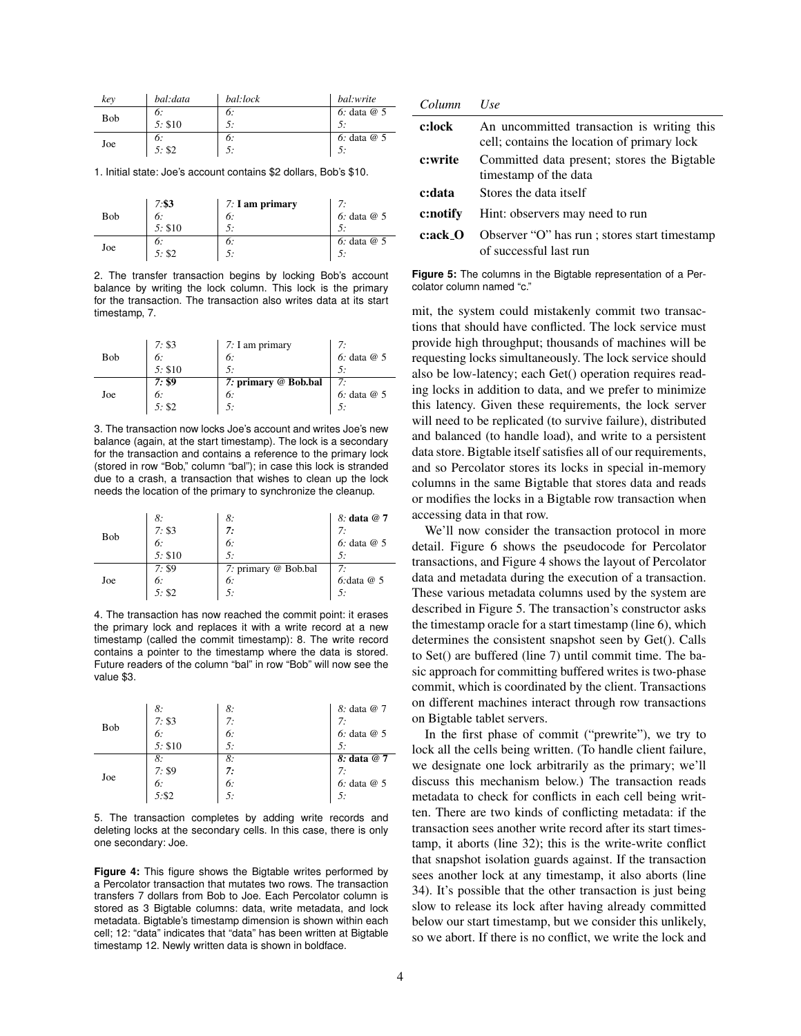| key | bal:data | bal:lock | bal:write |
|---|---|---|---|
| Bob | *6:* | *6:* | *6:* data @ 5 |
| | *5:* $10 | *5:* | *5:* |
| Joe | *6:* | *6:* | *6:* data @ 5 |
| | *5:* $2 | *5:* | *5:* |

1. Initial state: Joe's account contains $2 dollars, Bob's $10.

| | | | |
|---|---|---|---|
| Bob | *7:* **$3** | *7:* **I am primary** | *7:* |
| | *6:* | *6:* | *6:* data @ 5 |
| | *5:* $10 | *5:* | *5:* |
| Joe | *6:* | *6:* | *6:* data @ 5 |
| | *5:* $2 | *5:* | *5:* |

2. The transfer transaction begins by locking Bob's account balance by writing the lock column. This lock is the primary for the transaction. The transaction also writes data at its start timestamp, 7.

| | | | |
|---|---|---|---|
| Bob | *7:* $3 | *7:* I am primary | *7:* |
| | *6:* | *6:* | *6:* data @ 5 |
| | *5:* $10 | *5:* | *5:* |
| Joe | ***7:* $9** | ***7:* primary @ Bob.bal** | *7:* |
| | *6:* | *6:* | *6:* data @ 5 |
| | *5:* $2 | *5:* | *5:* |

3. The transaction now locks Joe's account and writes Joe's new balance (again, at the start timestamp). The lock is a secondary for the transaction and contains a reference to the primary lock (stored in row "Bob," column "bal"); in case this lock is stranded due to a crash, a transaction that wishes to clean up the lock needs the location of the primary to synchronize the cleanup.

| | | | |
|---|---|---|---|
| Bob | *8:* | *8:* | *8:* **data @ 7** |
| | *7:* $3 | ***7:*** | *7:* |
| | *6:* | *6:* | *6:* data @ 5 |
| | *5:* $10 | *5:* | *5:* |
| Joe | *7:* $9 | *7:* primary @ Bob.bal | *7:* |
| | *6:* | *6:* | *6:*data @ 5 |
| | *5:* $2 | *5:* | *5:* |

4. The transaction has now reached the commit point: it erases the primary lock and replaces it with a write record at a new timestamp (called the commit timestamp): 8. The write record contains a pointer to the timestamp where the data is stored. Future readers of the column "bal" in row "Bob" will now see the value $3.

| | | | |
|---|---|---|---|
| Bob | *8:* | *8:* | *8:* data @ 7 |
| | *7:* $3 | *7:* | *7:* |
| | *6:* | *6:* | *6:* data @ 5 |
| | *5:* $10 | *5:* | *5:* |
| Joe | *8:* | *8:* | ***8:* data @ 7** |
| | *7:* $9 | ***7:*** | *7:* |
| | *6:* | *6:* | *6:* data @ 5 |
| | *5:*$2 | *5:* | *5:* |

5. The transaction completes by adding write records and deleting locks at the secondary cells. In this case, there is only one secondary: Joe.

**Figure 4:** This figure shows the Bigtable writes performed by a Percolator transaction that mutates two rows. The transaction transfers 7 dollars from Bob to Joe. Each Percolator column is stored as 3 Bigtable columns: data, write metadata, and lock metadata. Bigtable's timestamp dimension is shown within each cell; 12: "data" indicates that "data" has been written at Bigtable timestamp 12. Newly written data is shown in boldface.

| *Column* | *Use* |
|---|---|
| **c:lock** | An uncommitted transaction is writing this cell; contains the location of primary lock |
| **c:write** | Committed data present; stores the Bigtable timestamp of the data |
| **c:data** | Stores the data itself |
| **c:notify** | Hint: observers may need to run |
| **c:ack_O** | Observer "O" has run ; stores start timestamp of successful last run |

**Figure 5:** The columns in the Bigtable representation of a Percolator column named "c."

mit, the system could mistakenly commit two transactions that should have conflicted. The lock service must provide high throughput; thousands of machines will be requesting locks simultaneously. The lock service should also be low-latency; each Get() operation requires reading locks in addition to data, and we prefer to minimize this latency. Given these requirements, the lock server will need to be replicated (to survive failure), distributed and balanced (to handle load), and write to a persistent data store. Bigtable itself satisfies all of our requirements, and so Percolator stores its locks in special in-memory columns in the same Bigtable that stores data and reads or modifies the locks in a Bigtable row transaction when accessing data in that row.

We'll now consider the transaction protocol in more detail. Figure 6 shows the pseudocode for Percolator transactions, and Figure 4 shows the layout of Percolator data and metadata during the execution of a transaction. These various metadata columns used by the system are described in Figure 5. The transaction's constructor asks the timestamp oracle for a start timestamp (line 6), which determines the consistent snapshot seen by Get(). Calls to Set() are buffered (line 7) until commit time. The basic approach for committing buffered writes is two-phase commit, which is coordinated by the client. Transactions on different machines interact through row transactions on Bigtable tablet servers.

In the first phase of commit ("prewrite"), we try to lock all the cells being written. (To handle client failure, we designate one lock arbitrarily as the primary; we'll discuss this mechanism below.) The transaction reads metadata to check for conflicts in each cell being written. There are two kinds of conflicting metadata: if the transaction sees another write record after its start timestamp, it aborts (line 32); this is the write-write conflict that snapshot isolation guards against. If the transaction sees another lock at any timestamp, it also aborts (line 34). It's possible that the other transaction is just being slow to release its lock after having already committed below our start timestamp, but we consider this unlikely, so we abort. If there is no conflict, we write the lock and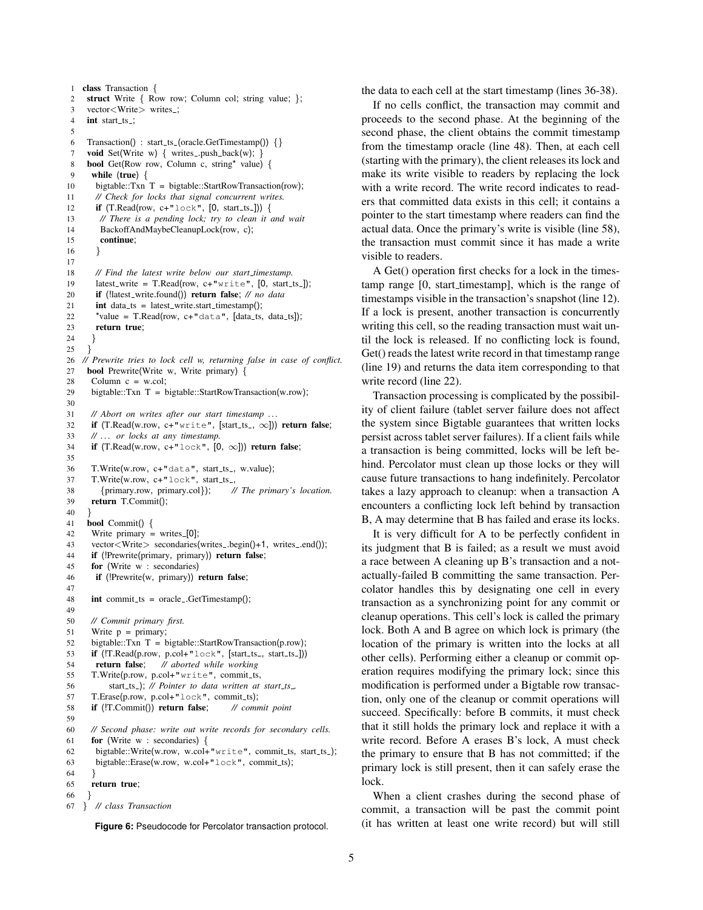```
1  class Transaction {
2    struct Write { Row row; Column col; string value; };
3    vector<Write> writes_;
4    int start_ts_;
5
6    Transaction() : start_ts_(oracle.GetTimestamp()) {}
7    void Set(Write w) { writes_.push_back(w); }
8    bool Get(Row row, Column c, string* value) {
9      while (true) {
10       bigtable::Txn T = bigtable::StartRowTransaction(row);
11       // Check for locks that signal concurrent writes.
12       if (T.Read(row, c+"lock", [0, start_ts_])) {
13         // There is a pending lock; try to clean it and wait
14         BackoffAndMaybeCleanupLock(row, c);
15         continue;
16       }
17
18       // Find the latest write below our start_timestamp.
19       latest_write = T.Read(row, c+"write", [0, start_ts_]);
20       if (!latest_write.found()) return false; // no data
21       int data_ts = latest_write.start_timestamp();
22       *value = T.Read(row, c+"data", [data_ts, data_ts]);
23       return true;
24     }
25   }
26   // Prewrite tries to lock cell w, returning false in case of conflict.
27   bool Prewrite(Write w, Write primary) {
28     Column c = w.col;
29     bigtable::Txn T = bigtable::StartRowTransaction(w.row);
30
31     // Abort on writes after our start timestamp ...
32     if (T.Read(w.row, c+"write", [start_ts_, ∞])) return false;
33     // ... or locks at any timestamp.
34     if (T.Read(w.row, c+"lock", [0, ∞])) return false;
35
36     T.Write(w.row, c+"data", start_ts_, w.value);
37     T.Write(w.row, c+"lock", start_ts_,
38       {primary.row, primary.col});     // The primary's location.
39     return T.Commit();
40   }
41   bool Commit() {
42     Write primary = writes_[0];
43     vector<Write> secondaries(writes_.begin()+1, writes_.end());
44     if (!Prewrite(primary, primary)) return false;
45     for (Write w : secondaries)
46       if (!Prewrite(w, primary)) return false;
47
48     int commit_ts = oracle_.GetTimestamp();
49
50     // Commit primary first.
51     Write p = primary;
52     bigtable::Txn T = bigtable::StartRowTransaction(p.row);
53     if (!T.Read(p.row, p.col+"lock", [start_ts_, start_ts_]))
54       return false;    // aborted while working
55     T.Write(p.row, p.col+"write", commit_ts,
56         start_ts_); // Pointer to data written at start_ts_.
57     T.Erase(p.row, p.col+"lock", commit_ts);
58     if (!T.Commit()) return false;    // commit point
59
60     // Second phase: write out write records for secondary cells.
61     for (Write w : secondaries) {
62       bigtable::Write(w.row, w.col+"write", commit_ts, start_ts_);
63       bigtable::Erase(w.row, w.col+"lock", commit_ts);
64     }
65     return true;
66   }
67 } // class Transaction
```

**Figure 6:** Pseudocode for Percolator transaction protocol.

the data to each cell at the start timestamp (lines 36-38).

If no cells conflict, the transaction may commit and proceeds to the second phase. At the beginning of the second phase, the client obtains the commit timestamp from the timestamp oracle (line 48). Then, at each cell (starting with the primary), the client releases its lock and make its write visible to readers by replacing the lock with a write record. The write record indicates to readers that committed data exists in this cell; it contains a pointer to the start timestamp where readers can find the actual data. Once the primary's write is visible (line 58), the transaction must commit since it has made a write visible to readers.

A Get() operation first checks for a lock in the timestamp range [0, start_timestamp], which is the range of timestamps visible in the transaction's snapshot (line 12). If a lock is present, another transaction is concurrently writing this cell, so the reading transaction must wait until the lock is released. If no conflicting lock is found, Get() reads the latest write record in that timestamp range (line 19) and returns the data item corresponding to that write record (line 22).

Transaction processing is complicated by the possibility of client failure (tablet server failure does not affect the system since Bigtable guarantees that written locks persist across tablet server failures). If a client fails while a transaction is being committed, locks will be left behind. Percolator must clean up those locks or they will cause future transactions to hang indefinitely. Percolator takes a lazy approach to cleanup: when a transaction A encounters a conflicting lock left behind by transaction B, A may determine that B has failed and erase its locks.

It is very difficult for A to be perfectly confident in its judgment that B is failed; as a result we must avoid a race between A cleaning up B's transaction and a not-actually-failed B committing the same transaction. Percolator handles this by designating one cell in every transaction as a synchronizing point for any commit or cleanup operations. This cell's lock is called the primary lock. Both A and B agree on which lock is primary (the location of the primary is written into the locks at all other cells). Performing either a cleanup or commit operation requires modifying the primary lock; since this modification is performed under a Bigtable row transaction, only one of the cleanup or commit operations will succeed. Specifically: before B commits, it must check that it still holds the primary lock and replace it with a write record. Before A erases B's lock, A must check the primary to ensure that B has not committed; if the primary lock is still present, then it can safely erase the lock.

When a client crashes during the second phase of commit, a transaction will be past the commit point (it has written at least one write record) but will still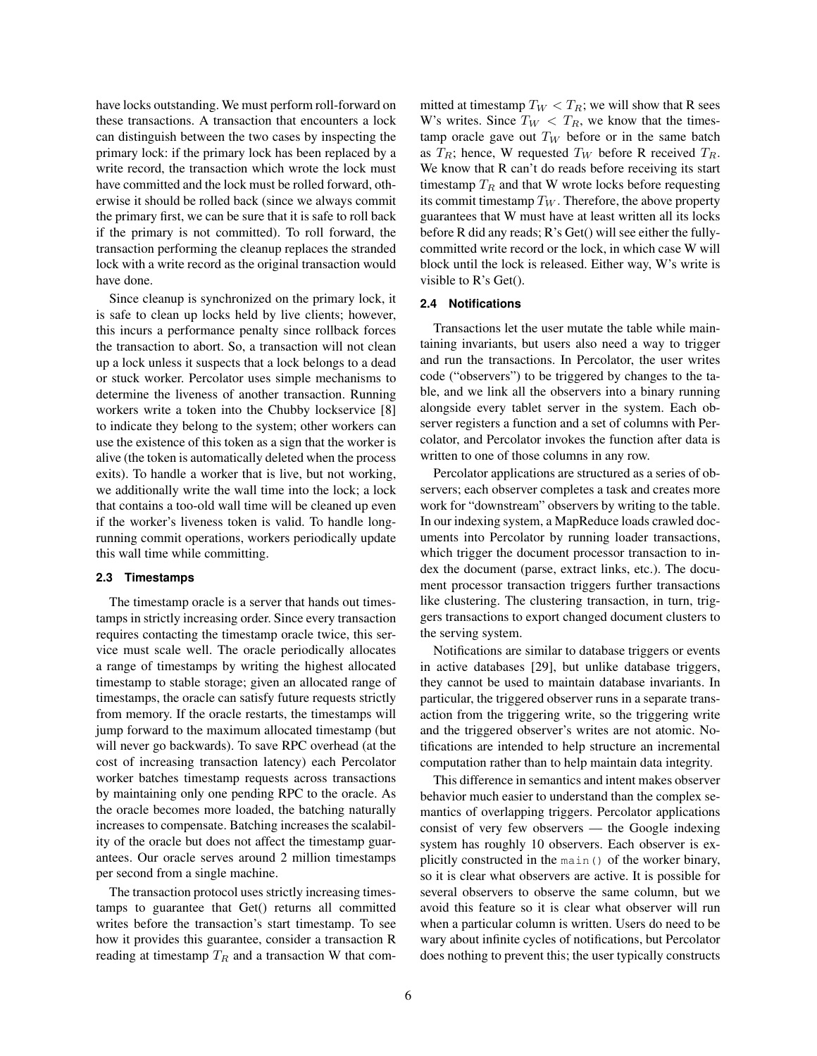have locks outstanding. We must perform roll-forward on these transactions. A transaction that encounters a lock can distinguish between the two cases by inspecting the primary lock: if the primary lock has been replaced by a write record, the transaction which wrote the lock must have committed and the lock must be rolled forward, otherwise it should be rolled back (since we always commit the primary first, we can be sure that it is safe to roll back if the primary is not committed). To roll forward, the transaction performing the cleanup replaces the stranded lock with a write record as the original transaction would have done.

Since cleanup is synchronized on the primary lock, it is safe to clean up locks held by live clients; however, this incurs a performance penalty since rollback forces the transaction to abort. So, a transaction will not clean up a lock unless it suspects that a lock belongs to a dead or stuck worker. Percolator uses simple mechanisms to determine the liveness of another transaction. Running workers write a token into the Chubby lockservice [8] to indicate they belong to the system; other workers can use the existence of this token as a sign that the worker is alive (the token is automatically deleted when the process exits). To handle a worker that is live, but not working, we additionally write the wall time into the lock; a lock that contains a too-old wall time will be cleaned up even if the worker's liveness token is valid. To handle long-running commit operations, workers periodically update this wall time while committing.

### 2.3 Timestamps

The timestamp oracle is a server that hands out timestamps in strictly increasing order. Since every transaction requires contacting the timestamp oracle twice, this service must scale well. The oracle periodically allocates a range of timestamps by writing the highest allocated timestamp to stable storage; given an allocated range of timestamps, the oracle can satisfy future requests strictly from memory. If the oracle restarts, the timestamps will jump forward to the maximum allocated timestamp (but will never go backwards). To save RPC overhead (at the cost of increasing transaction latency) each Percolator worker batches timestamp requests across transactions by maintaining only one pending RPC to the oracle. As the oracle becomes more loaded, the batching naturally increases to compensate. Batching increases the scalability of the oracle but does not affect the timestamp guarantees. Our oracle serves around 2 million timestamps per second from a single machine.

The transaction protocol uses strictly increasing timestamps to guarantee that Get() returns all committed writes before the transaction's start timestamp. To see how it provides this guarantee, consider a transaction R reading at timestamp $T_R$ and a transaction W that committed at timestamp $T_W < T_R$; we will show that R sees W's writes. Since $T_W < T_R$, we know that the timestamp oracle gave out $T_W$ before or in the same batch as $T_R$; hence, W requested $T_W$ before R received $T_R$. We know that R can't do reads before receiving its start timestamp $T_R$ and that W wrote locks before requesting its commit timestamp $T_W$. Therefore, the above property guarantees that W must have at least written all its locks before R did any reads; R's Get() will see either the fully-committed write record or the lock, in which case W will block until the lock is released. Either way, W's write is visible to R's Get().

### 2.4 Notifications

Transactions let the user mutate the table while maintaining invariants, but users also need a way to trigger and run the transactions. In Percolator, the user writes code ("observers") to be triggered by changes to the table, and we link all the observers into a binary running alongside every tablet server in the system. Each observer registers a function and a set of columns with Percolator, and Percolator invokes the function after data is written to one of those columns in any row.

Percolator applications are structured as a series of observers; each observer completes a task and creates more work for "downstream" observers by writing to the table. In our indexing system, a MapReduce loads crawled documents into Percolator by running loader transactions, which trigger the document processor transaction to index the document (parse, extract links, etc.). The document processor transaction triggers further transactions like clustering. The clustering transaction, in turn, triggers transactions to export changed document clusters to the serving system.

Notifications are similar to database triggers or events in active databases [29], but unlike database triggers, they cannot be used to maintain database invariants. In particular, the triggered observer runs in a separate transaction from the triggering write, so the triggering write and the triggered observer's writes are not atomic. Notifications are intended to help structure an incremental computation rather than to help maintain data integrity.

This difference in semantics and intent makes observer behavior much easier to understand than the complex semantics of overlapping triggers. Percolator applications consist of very few observers — the Google indexing system has roughly 10 observers. Each observer is explicitly constructed in the `main()` of the worker binary, so it is clear what observers are active. It is possible for several observers to observe the same column, but we avoid this feature so it is clear what observer will run when a particular column is written. Users do need to be wary about infinite cycles of notifications, but Percolator does nothing to prevent this; the user typically constructs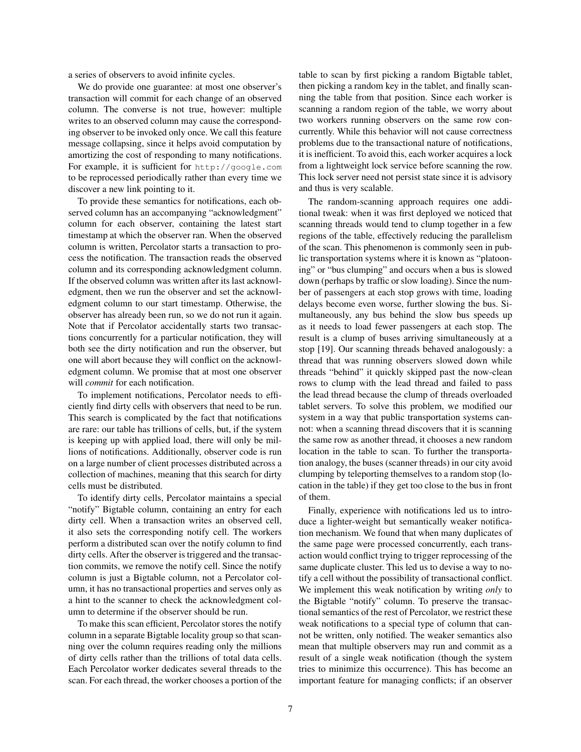a series of observers to avoid infinite cycles.

We do provide one guarantee: at most one observer's transaction will commit for each change of an observed column. The converse is not true, however: multiple writes to an observed column may cause the corresponding observer to be invoked only once. We call this feature message collapsing, since it helps avoid computation by amortizing the cost of responding to many notifications. For example, it is sufficient for `http://google.com` to be reprocessed periodically rather than every time we discover a new link pointing to it.

To provide these semantics for notifications, each observed column has an accompanying "acknowledgment" column for each observer, containing the latest start timestamp at which the observer ran. When the observed column is written, Percolator starts a transaction to process the notification. The transaction reads the observed column and its corresponding acknowledgment column. If the observed column was written after its last acknowledgment, then we run the observer and set the acknowledgment column to our start timestamp. Otherwise, the observer has already been run, so we do not run it again. Note that if Percolator accidentally starts two transactions concurrently for a particular notification, they will both see the dirty notification and run the observer, but one will abort because they will conflict on the acknowledgment column. We promise that at most one observer will *commit* for each notification.

To implement notifications, Percolator needs to efficiently find dirty cells with observers that need to be run. This search is complicated by the fact that notifications are rare: our table has trillions of cells, but, if the system is keeping up with applied load, there will only be millions of notifications. Additionally, observer code is run on a large number of client processes distributed across a collection of machines, meaning that this search for dirty cells must be distributed.

To identify dirty cells, Percolator maintains a special "notify" Bigtable column, containing an entry for each dirty cell. When a transaction writes an observed cell, it also sets the corresponding notify cell. The workers perform a distributed scan over the notify column to find dirty cells. After the observer is triggered and the transaction commits, we remove the notify cell. Since the notify column is just a Bigtable column, not a Percolator column, it has no transactional properties and serves only as a hint to the scanner to check the acknowledgment column to determine if the observer should be run.

To make this scan efficient, Percolator stores the notify column in a separate Bigtable locality group so that scanning over the column requires reading only the millions of dirty cells rather than the trillions of total data cells. Each Percolator worker dedicates several threads to the scan. For each thread, the worker chooses a portion of the table to scan by first picking a random Bigtable tablet, then picking a random key in the tablet, and finally scanning the table from that position. Since each worker is scanning a random region of the table, we worry about two workers running observers on the same row concurrently. While this behavior will not cause correctness problems due to the transactional nature of notifications, it is inefficient. To avoid this, each worker acquires a lock from a lightweight lock service before scanning the row. This lock server need not persist state since it is advisory and thus is very scalable.

The random-scanning approach requires one additional tweak: when it was first deployed we noticed that scanning threads would tend to clump together in a few regions of the table, effectively reducing the parallelism of the scan. This phenomenon is commonly seen in public transportation systems where it is known as "platooning" or "bus clumping" and occurs when a bus is slowed down (perhaps by traffic or slow loading). Since the number of passengers at each stop grows with time, loading delays become even worse, further slowing the bus. Simultaneously, any bus behind the slow bus speeds up as it needs to load fewer passengers at each stop. The result is a clump of buses arriving simultaneously at a stop [19]. Our scanning threads behaved analogously: a thread that was running observers slowed down while threads "behind" it quickly skipped past the now-clean rows to clump with the lead thread and failed to pass the lead thread because the clump of threads overloaded tablet servers. To solve this problem, we modified our system in a way that public transportation systems cannot: when a scanning thread discovers that it is scanning the same row as another thread, it chooses a new random location in the table to scan. To further the transportation analogy, the buses (scanner threads) in our city avoid clumping by teleporting themselves to a random stop (location in the table) if they get too close to the bus in front of them.

Finally, experience with notifications led us to introduce a lighter-weight but semantically weaker notification mechanism. We found that when many duplicates of the same page were processed concurrently, each transaction would conflict trying to trigger reprocessing of the same duplicate cluster. This led us to devise a way to notify a cell without the possibility of transactional conflict. We implement this weak notification by writing *only* to the Bigtable "notify" column. To preserve the transactional semantics of the rest of Percolator, we restrict these weak notifications to a special type of column that cannot be written, only notified. The weaker semantics also mean that multiple observers may run and commit as a result of a single weak notification (though the system tries to minimize this occurrence). This has become an important feature for managing conflicts; if an observer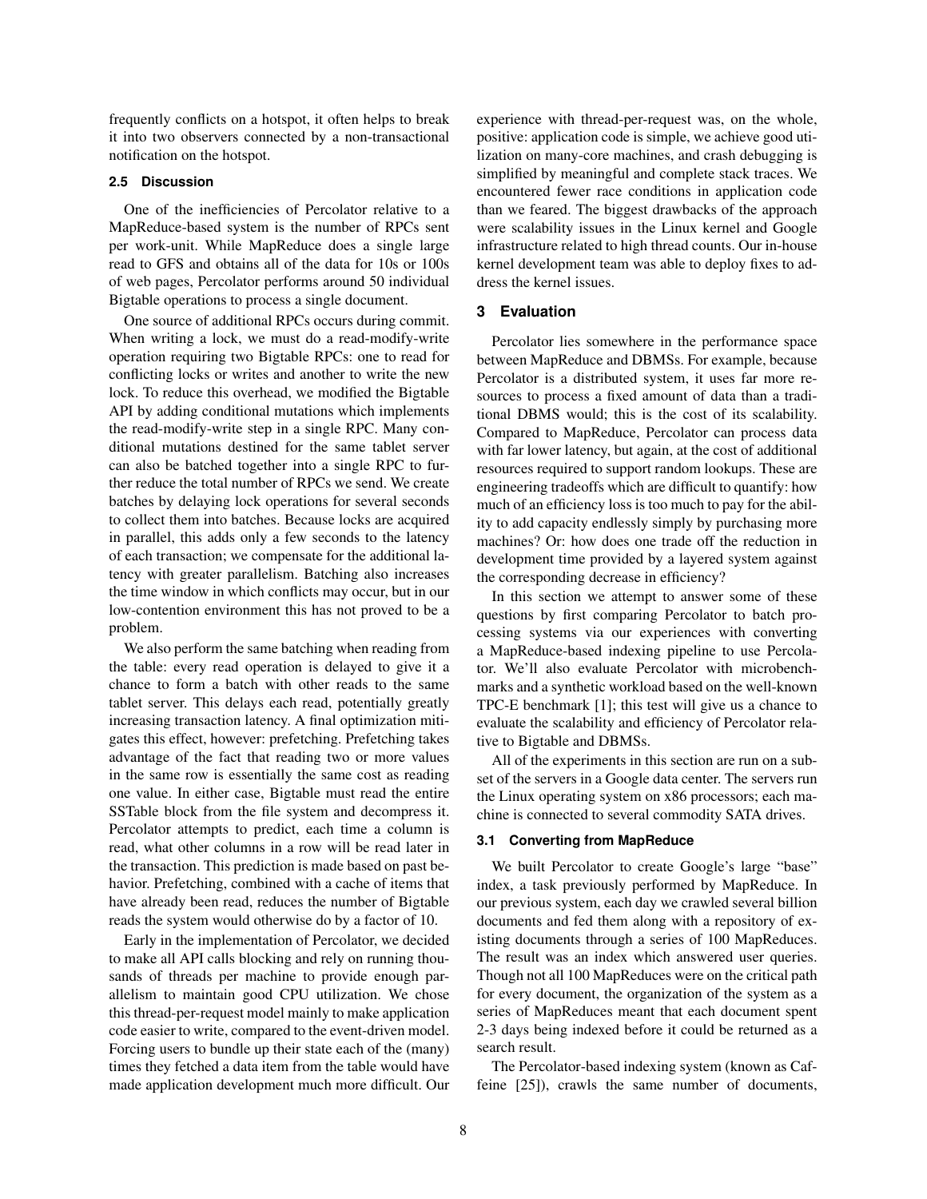frequently conflicts on a hotspot, it often helps to break it into two observers connected by a non-transactional notification on the hotspot.

### 2.5 Discussion

One of the inefficiencies of Percolator relative to a MapReduce-based system is the number of RPCs sent per work-unit. While MapReduce does a single large read to GFS and obtains all of the data for 10s or 100s of web pages, Percolator performs around 50 individual Bigtable operations to process a single document.

One source of additional RPCs occurs during commit. When writing a lock, we must do a read-modify-write operation requiring two Bigtable RPCs: one to read for conflicting locks or writes and another to write the new lock. To reduce this overhead, we modified the Bigtable API by adding conditional mutations which implements the read-modify-write step in a single RPC. Many conditional mutations destined for the same tablet server can also be batched together into a single RPC to further reduce the total number of RPCs we send. We create batches by delaying lock operations for several seconds to collect them into batches. Because locks are acquired in parallel, this adds only a few seconds to the latency of each transaction; we compensate for the additional latency with greater parallelism. Batching also increases the time window in which conflicts may occur, but in our low-contention environment this has not proved to be a problem.

We also perform the same batching when reading from the table: every read operation is delayed to give it a chance to form a batch with other reads to the same tablet server. This delays each read, potentially greatly increasing transaction latency. A final optimization mitigates this effect, however: prefetching. Prefetching takes advantage of the fact that reading two or more values in the same row is essentially the same cost as reading one value. In either case, Bigtable must read the entire SSTable block from the file system and decompress it. Percolator attempts to predict, each time a column is read, what other columns in a row will be read later in the transaction. This prediction is made based on past behavior. Prefetching, combined with a cache of items that have already been read, reduces the number of Bigtable reads the system would otherwise do by a factor of 10.

Early in the implementation of Percolator, we decided to make all API calls blocking and rely on running thousands of threads per machine to provide enough parallelism to maintain good CPU utilization. We chose this thread-per-request model mainly to make application code easier to write, compared to the event-driven model. Forcing users to bundle up their state each of the (many) times they fetched a data item from the table would have made application development much more difficult. Our experience with thread-per-request was, on the whole, positive: application code is simple, we achieve good utilization on many-core machines, and crash debugging is simplified by meaningful and complete stack traces. We encountered fewer race conditions in application code than we feared. The biggest drawbacks of the approach were scalability issues in the Linux kernel and Google infrastructure related to high thread counts. Our in-house kernel development team was able to deploy fixes to address the kernel issues.

## 3 Evaluation

Percolator lies somewhere in the performance space between MapReduce and DBMSs. For example, because Percolator is a distributed system, it uses far more resources to process a fixed amount of data than a traditional DBMS would; this is the cost of its scalability. Compared to MapReduce, Percolator can process data with far lower latency, but again, at the cost of additional resources required to support random lookups. These are engineering tradeoffs which are difficult to quantify: how much of an efficiency loss is too much to pay for the ability to add capacity endlessly simply by purchasing more machines? Or: how does one trade off the reduction in development time provided by a layered system against the corresponding decrease in efficiency?

In this section we attempt to answer some of these questions by first comparing Percolator to batch processing systems via our experiences with converting a MapReduce-based indexing pipeline to use Percolator. We'll also evaluate Percolator with microbenchmarks and a synthetic workload based on the well-known TPC-E benchmark [1]; this test will give us a chance to evaluate the scalability and efficiency of Percolator relative to Bigtable and DBMSs.

All of the experiments in this section are run on a subset of the servers in a Google data center. The servers run the Linux operating system on x86 processors; each machine is connected to several commodity SATA drives.

### 3.1 Converting from MapReduce

We built Percolator to create Google's large "base" index, a task previously performed by MapReduce. In our previous system, each day we crawled several billion documents and fed them along with a repository of existing documents through a series of 100 MapReduces. The result was an index which answered user queries. Though not all 100 MapReduces were on the critical path for every document, the organization of the system as a series of MapReduces meant that each document spent 2-3 days being indexed before it could be returned as a search result.

The Percolator-based indexing system (known as Caffeine [25]), crawls the same number of documents,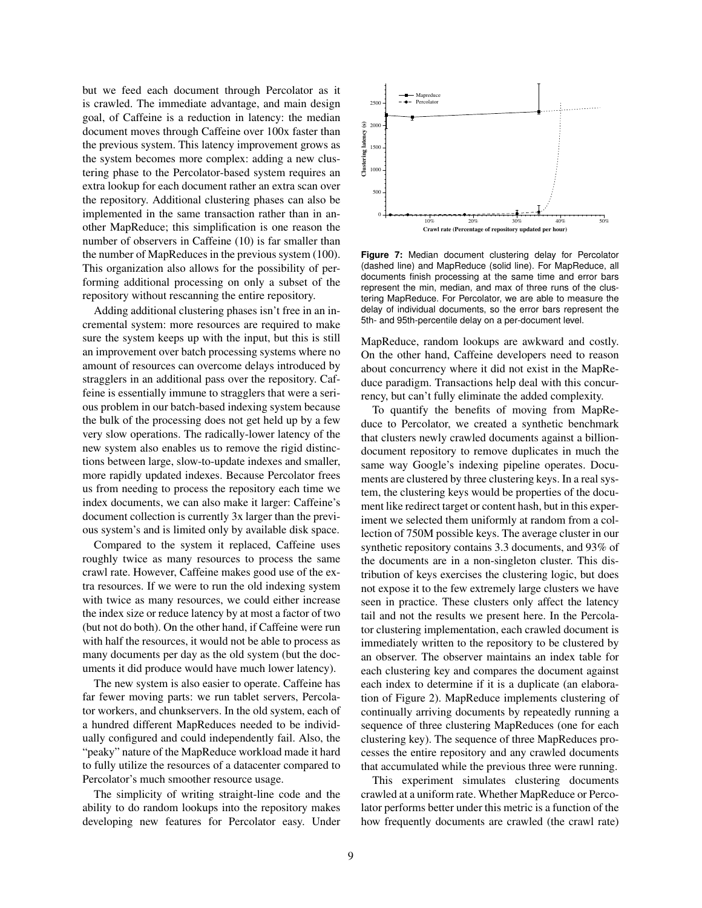but we feed each document through Percolator as it is crawled. The immediate advantage, and main design goal, of Caffeine is a reduction in latency: the median document moves through Caffeine over 100x faster than the previous system. This latency improvement grows as the system becomes more complex: adding a new clustering phase to the Percolator-based system requires an extra lookup for each document rather an extra scan over the repository. Additional clustering phases can also be implemented in the same transaction rather than in another MapReduce; this simplification is one reason the number of observers in Caffeine (10) is far smaller than the number of MapReduces in the previous system (100). This organization also allows for the possibility of performing additional processing on only a subset of the repository without rescanning the entire repository.

Adding additional clustering phases isn't free in an incremental system: more resources are required to make sure the system keeps up with the input, but this is still an improvement over batch processing systems where no amount of resources can overcome delays introduced by stragglers in an additional pass over the repository. Caffeine is essentially immune to stragglers that were a serious problem in our batch-based indexing system because the bulk of the processing does not get held up by a few very slow operations. The radically-lower latency of the new system also enables us to remove the rigid distinctions between large, slow-to-update indexes and smaller, more rapidly updated indexes. Because Percolator frees us from needing to process the repository each time we index documents, we can also make it larger: Caffeine's document collection is currently 3x larger than the previous system's and is limited only by available disk space.

Compared to the system it replaced, Caffeine uses roughly twice as many resources to process the same crawl rate. However, Caffeine makes good use of the extra resources. If we were to run the old indexing system with twice as many resources, we could either increase the index size or reduce latency by at most a factor of two (but not do both). On the other hand, if Caffeine were run with half the resources, it would not be able to process as many documents per day as the old system (but the documents it did produce would have much lower latency).

The new system is also easier to operate. Caffeine has far fewer moving parts: we run tablet servers, Percolator workers, and chunkservers. In the old system, each of a hundred different MapReduces needed to be individually configured and could independently fail. Also, the "peaky" nature of the MapReduce workload made it hard to fully utilize the resources of a datacenter compared to Percolator's much smoother resource usage.

The simplicity of writing straight-line code and the ability to do random lookups into the repository makes developing new features for Percolator easy. Under MapReduce, random lookups are awkward and costly. On the other hand, Caffeine developers need to reason about concurrency where it did not exist in the MapReduce paradigm. Transactions help deal with this concurrency, but can't fully eliminate the added complexity.

**Figure 7:** Median document clustering delay for Percolator (dashed line) and MapReduce (solid line). For MapReduce, all documents finish processing at the same time and error bars represent the min, median, and max of three runs of the clustering MapReduce. For Percolator, we are able to measure the delay of individual documents, so the error bars represent the 5th- and 95th-percentile delay on a per-document level.

To quantify the benefits of moving from MapReduce to Percolator, we created a synthetic benchmark that clusters newly crawled documents against a billion-document repository to remove duplicates in much the same way Google's indexing pipeline operates. Documents are clustered by three clustering keys. In a real system, the clustering keys would be properties of the document like redirect target or content hash, but in this experiment we selected them uniformly at random from a collection of 750M possible keys. The average cluster in our synthetic repository contains 3.3 documents, and 93% of the documents are in a non-singleton cluster. This distribution of keys exercises the clustering logic, but does not expose it to the few extremely large clusters we have seen in practice. These clusters only affect the latency tail and not the results we present here. In the Percolator clustering implementation, each crawled document is immediately written to the repository to be clustered by an observer. The observer maintains an index table for each clustering key and compares the document against each index to determine if it is a duplicate (an elaboration of Figure 2). MapReduce implements clustering of continually arriving documents by repeatedly running a sequence of three clustering MapReduces (one for each clustering key). The sequence of three MapReduces processes the entire repository and any crawled documents that accumulated while the previous three were running.

This experiment simulates clustering documents crawled at a uniform rate. Whether MapReduce or Percolator performs better under this metric is a function of the how frequently documents are crawled (the crawl rate)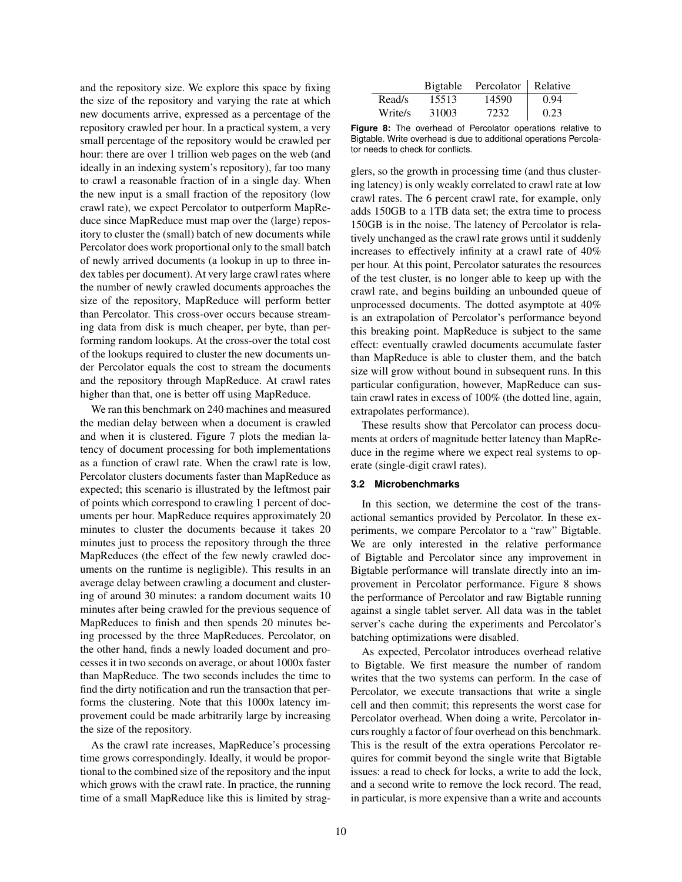and the repository size. We explore this space by fixing the size of the repository and varying the rate at which new documents arrive, expressed as a percentage of the repository crawled per hour. In a practical system, a very small percentage of the repository would be crawled per hour: there are over 1 trillion web pages on the web (and ideally in an indexing system's repository), far too many to crawl a reasonable fraction of in a single day. When the new input is a small fraction of the repository (low crawl rate), we expect Percolator to outperform MapReduce since MapReduce must map over the (large) repository to cluster the (small) batch of new documents while Percolator does work proportional only to the small batch of newly arrived documents (a lookup in up to three index tables per document). At very large crawl rates where the number of newly crawled documents approaches the size of the repository, MapReduce will perform better than Percolator. This cross-over occurs because streaming data from disk is much cheaper, per byte, than performing random lookups. At the cross-over the total cost of the lookups required to cluster the new documents under Percolator equals the cost to stream the documents and the repository through MapReduce. At crawl rates higher than that, one is better off using MapReduce.

We ran this benchmark on 240 machines and measured the median delay between when a document is crawled and when it is clustered. Figure 7 plots the median latency of document processing for both implementations as a function of crawl rate. When the crawl rate is low, Percolator clusters documents faster than MapReduce as expected; this scenario is illustrated by the leftmost pair of points which correspond to crawling 1 percent of documents per hour. MapReduce requires approximately 20 minutes to cluster the documents because it takes 20 minutes just to process the repository through the three MapReduces (the effect of the few newly crawled documents on the runtime is negligible). This results in an average delay between crawling a document and clustering of around 30 minutes: a random document waits 10 minutes after being crawled for the previous sequence of MapReduces to finish and then spends 20 minutes being processed by the three MapReduces. Percolator, on the other hand, finds a newly loaded document and processes it in two seconds on average, or about 1000x faster than MapReduce. The two seconds includes the time to find the dirty notification and run the transaction that performs the clustering. Note that this 1000x latency improvement could be made arbitrarily large by increasing the size of the repository.

As the crawl rate increases, MapReduce's processing time grows correspondingly. Ideally, it would be proportional to the combined size of the repository and the input which grows with the crawl rate. In practice, the running time of a small MapReduce like this is limited by stragglers, so the growth in processing time (and thus clustering latency) is only weakly correlated to crawl rate at low crawl rates. The 6 percent crawl rate, for example, only adds 150GB to a 1TB data set; the extra time to process 150GB is in the noise. The latency of Percolator is relatively unchanged as the crawl rate grows until it suddenly increases to effectively infinity at a crawl rate of 40% per hour. At this point, Percolator saturates the resources of the test cluster, is no longer able to keep up with the crawl rate, and begins building an unbounded queue of unprocessed documents. The dotted asymptote at 40% is an extrapolation of Percolator's performance beyond this breaking point. MapReduce is subject to the same effect: eventually crawled documents accumulate faster than MapReduce is able to cluster them, and the batch size will grow without bound in subsequent runs. In this particular configuration, however, MapReduce can sustain crawl rates in excess of 100% (the dotted line, again, extrapolates performance).

These results show that Percolator can process documents at orders of magnitude better latency than MapReduce in the regime where we expect real systems to operate (single-digit crawl rates).

|  | Bigtable | Percolator | Relative |
|---|---|---|---|
| Read/s | 15513 | 14590 | 0.94 |
| Write/s | 31003 | 7232 | 0.23 |

**Figure 8:** The overhead of Percolator operations relative to Bigtable. Write overhead is due to additional operations Percolator needs to check for conflicts.

### 3.2 Microbenchmarks

In this section, we determine the cost of the transactional semantics provided by Percolator. In these experiments, we compare Percolator to a "raw" Bigtable. We are only interested in the relative performance of Bigtable and Percolator since any improvement in Bigtable performance will translate directly into an improvement in Percolator performance. Figure 8 shows the performance of Percolator and raw Bigtable running against a single tablet server. All data was in the tablet server's cache during the experiments and Percolator's batching optimizations were disabled.

As expected, Percolator introduces overhead relative to Bigtable. We first measure the number of random writes that the two systems can perform. In the case of Percolator, we execute transactions that write a single cell and then commit; this represents the worst case for Percolator overhead. When doing a write, Percolator incurs roughly a factor of four overhead on this benchmark. This is the result of the extra operations Percolator requires for commit beyond the single write that Bigtable issues: a read to check for locks, a write to add the lock, and a second write to remove the lock record. The read, in particular, is more expensive than a write and accounts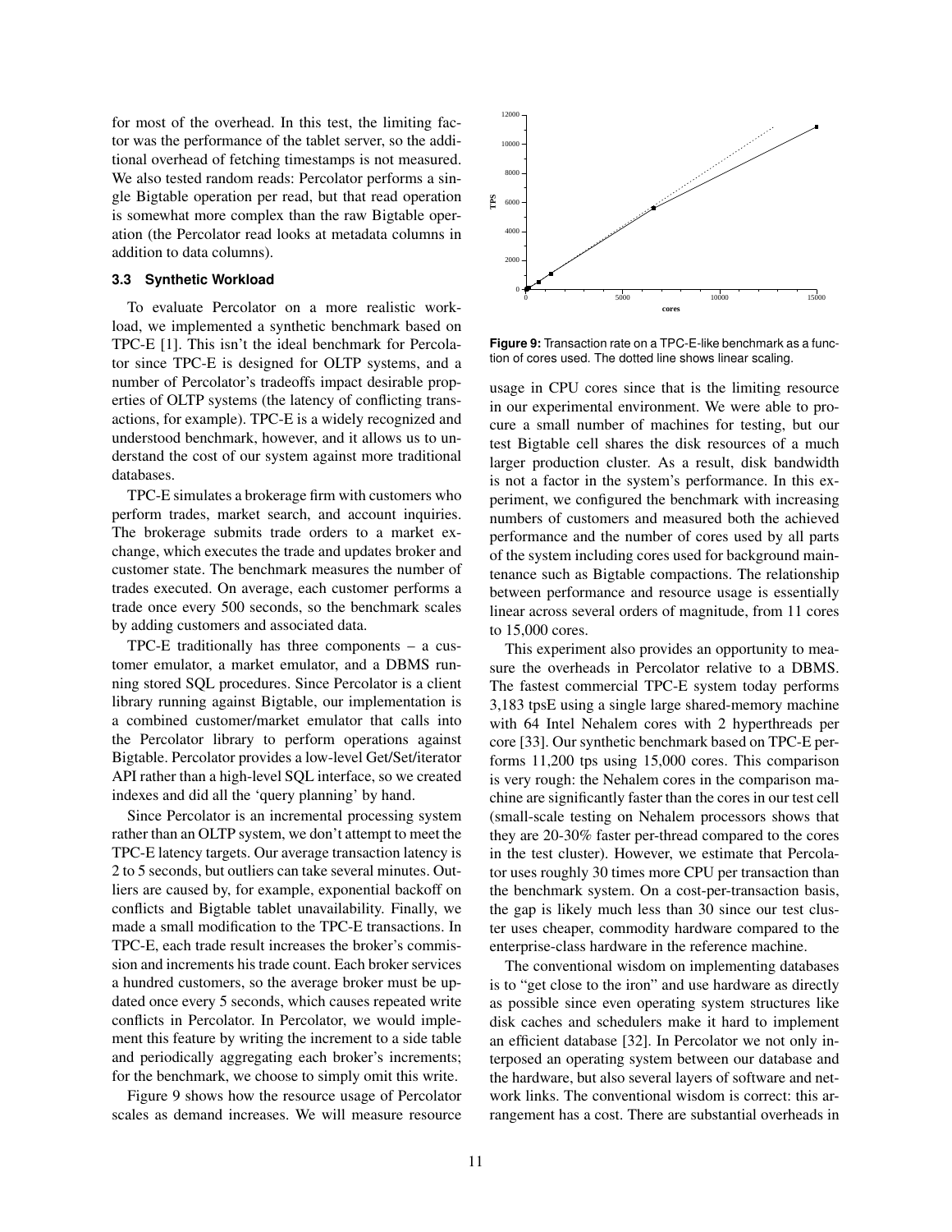for most of the overhead. In this test, the limiting factor was the performance of the tablet server, so the additional overhead of fetching timestamps is not measured. We also tested random reads: Percolator performs a single Bigtable operation per read, but that read operation is somewhat more complex than the raw Bigtable operation (the Percolator read looks at metadata columns in addition to data columns).

### 3.3 Synthetic Workload

To evaluate Percolator on a more realistic workload, we implemented a synthetic benchmark based on TPC-E [1]. This isn't the ideal benchmark for Percolator since TPC-E is designed for OLTP systems, and a number of Percolator's tradeoffs impact desirable properties of OLTP systems (the latency of conflicting transactions, for example). TPC-E is a widely recognized and understood benchmark, however, and it allows us to understand the cost of our system against more traditional databases.

TPC-E simulates a brokerage firm with customers who perform trades, market search, and account inquiries. The brokerage submits trade orders to a market exchange, which executes the trade and updates broker and customer state. The benchmark measures the number of trades executed. On average, each customer performs a trade once every 500 seconds, so the benchmark scales by adding customers and associated data.

TPC-E traditionally has three components – a customer emulator, a market emulator, and a DBMS running stored SQL procedures. Since Percolator is a client library running against Bigtable, our implementation is a combined customer/market emulator that calls into the Percolator library to perform operations against Bigtable. Percolator provides a low-level Get/Set/iterator API rather than a high-level SQL interface, so we created indexes and did all the 'query planning' by hand.

Since Percolator is an incremental processing system rather than an OLTP system, we don't attempt to meet the TPC-E latency targets. Our average transaction latency is 2 to 5 seconds, but outliers can take several minutes. Outliers are caused by, for example, exponential backoff on conflicts and Bigtable tablet unavailability. Finally, we made a small modification to the TPC-E transactions. In TPC-E, each trade result increases the broker's commission and increments his trade count. Each broker services a hundred customers, so the average broker must be updated once every 5 seconds, which causes repeated write conflicts in Percolator. In Percolator, we would implement this feature by writing the increment to a side table and periodically aggregating each broker's increments; for the benchmark, we choose to simply omit this write.

Figure 9 shows how the resource usage of Percolator scales as demand increases. We will measure resource usage in CPU cores since that is the limiting resource in our experimental environment. We were able to procure a small number of machines for testing, but our test Bigtable cell shares the disk resources of a much larger production cluster. As a result, disk bandwidth is not a factor in the system's performance. In this experiment, we configured the benchmark with increasing numbers of customers and measured both the achieved performance and the number of cores used by all parts of the system including cores used for background maintenance such as Bigtable compactions. The relationship between performance and resource usage is essentially linear across several orders of magnitude, from 11 cores to 15,000 cores.

**Figure 9:** Transaction rate on a TPC-E-like benchmark as a function of cores used. The dotted line shows linear scaling.

This experiment also provides an opportunity to measure the overheads in Percolator relative to a DBMS. The fastest commercial TPC-E system today performs 3,183 tpsE using a single large shared-memory machine with 64 Intel Nehalem cores with 2 hyperthreads per core [33]. Our synthetic benchmark based on TPC-E performs 11,200 tps using 15,000 cores. This comparison is very rough: the Nehalem cores in the comparison machine are significantly faster than the cores in our test cell (small-scale testing on Nehalem processors shows that they are 20-30% faster per-thread compared to the cores in the test cluster). However, we estimate that Percolator uses roughly 30 times more CPU per transaction than the benchmark system. On a cost-per-transaction basis, the gap is likely much less than 30 since our test cluster uses cheaper, commodity hardware compared to the enterprise-class hardware in the reference machine.

The conventional wisdom on implementing databases is to "get close to the iron" and use hardware as directly as possible since even operating system structures like disk caches and schedulers make it hard to implement an efficient database [32]. In Percolator we not only interposed an operating system between our database and the hardware, but also several layers of software and network links. The conventional wisdom is correct: this arrangement has a cost. There are substantial overheads in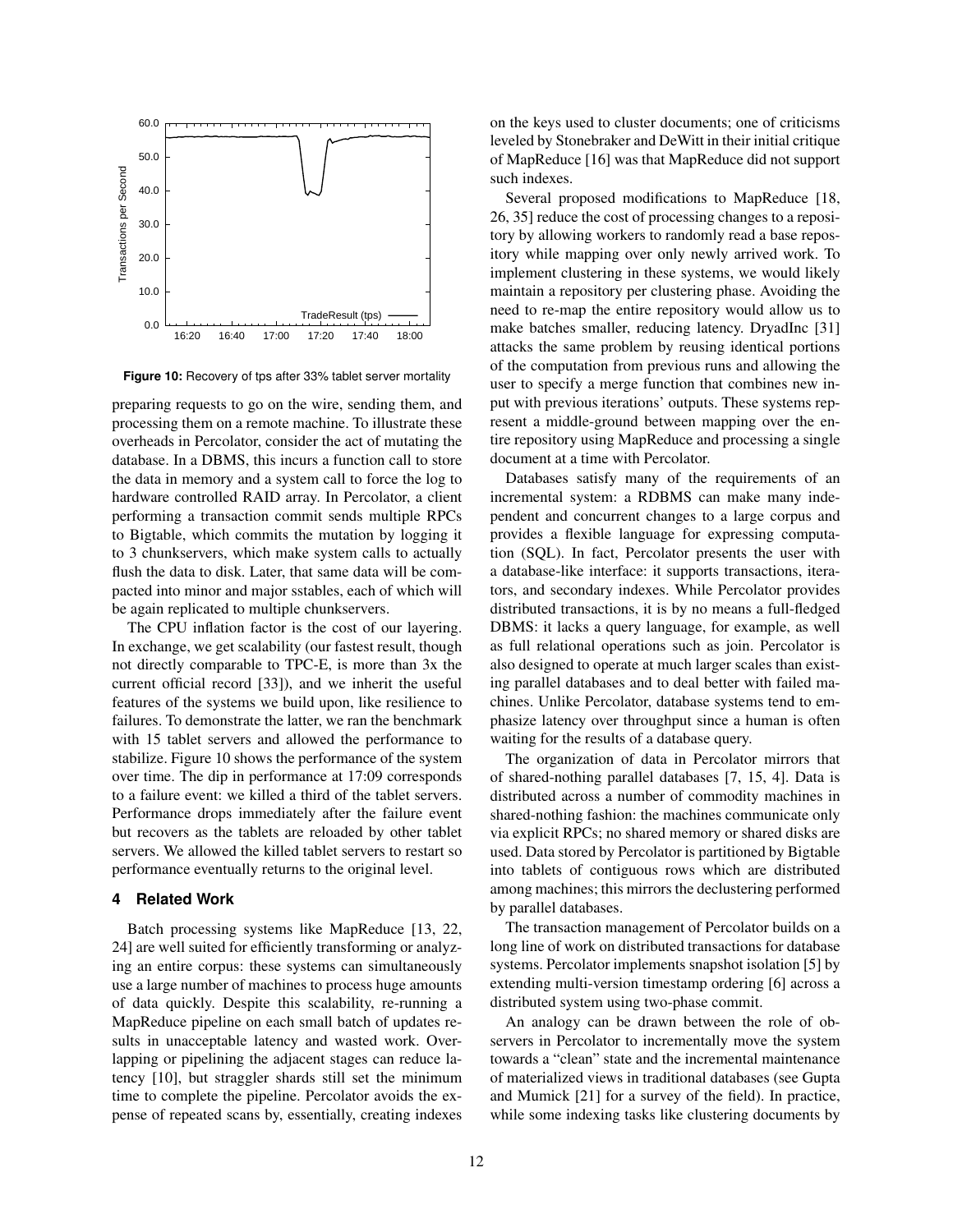**Figure 10:** Recovery of tps after 33% tablet server mortality

preparing requests to go on the wire, sending them, and processing them on a remote machine. To illustrate these overheads in Percolator, consider the act of mutating the database. In a DBMS, this incurs a function call to store the data in memory and a system call to force the log to hardware controlled RAID array. In Percolator, a client performing a transaction commit sends multiple RPCs to Bigtable, which commits the mutation by logging it to 3 chunkservers, which make system calls to actually flush the data to disk. Later, that same data will be compacted into minor and major sstables, each of which will be again replicated to multiple chunkservers.

The CPU inflation factor is the cost of our layering. In exchange, we get scalability (our fastest result, though not directly comparable to TPC-E, is more than 3x the current official record [33]), and we inherit the useful features of the systems we build upon, like resilience to failures. To demonstrate the latter, we ran the benchmark with 15 tablet servers and allowed the performance to stabilize. Figure 10 shows the performance of the system over time. The dip in performance at 17:09 corresponds to a failure event: we killed a third of the tablet servers. Performance drops immediately after the failure event but recovers as the tablets are reloaded by other tablet servers. We allowed the killed tablet servers to restart so performance eventually returns to the original level.

## 4 Related Work

Batch processing systems like MapReduce [13, 22, 24] are well suited for efficiently transforming or analyzing an entire corpus: these systems can simultaneously use a large number of machines to process huge amounts of data quickly. Despite this scalability, re-running a MapReduce pipeline on each small batch of updates results in unacceptable latency and wasted work. Overlapping or pipelining the adjacent stages can reduce latency [10], but straggler shards still set the minimum time to complete the pipeline. Percolator avoids the expense of repeated scans by, essentially, creating indexes on the keys used to cluster documents; one of criticisms leveled by Stonebraker and DeWitt in their initial critique of MapReduce [16] was that MapReduce did not support such indexes.

Several proposed modifications to MapReduce [18, 26, 35] reduce the cost of processing changes to a repository by allowing workers to randomly read a base repository while mapping over only newly arrived work. To implement clustering in these systems, we would likely maintain a repository per clustering phase. Avoiding the need to re-map the entire repository would allow us to make batches smaller, reducing latency. DryadInc [31] attacks the same problem by reusing identical portions of the computation from previous runs and allowing the user to specify a merge function that combines new input with previous iterations' outputs. These systems represent a middle-ground between mapping over the entire repository using MapReduce and processing a single document at a time with Percolator.

Databases satisfy many of the requirements of an incremental system: a RDBMS can make many independent and concurrent changes to a large corpus and provides a flexible language for expressing computation (SQL). In fact, Percolator presents the user with a database-like interface: it supports transactions, iterators, and secondary indexes. While Percolator provides distributed transactions, it is by no means a full-fledged DBMS: it lacks a query language, for example, as well as full relational operations such as join. Percolator is also designed to operate at much larger scales than existing parallel databases and to deal better with failed machines. Unlike Percolator, database systems tend to emphasize latency over throughput since a human is often waiting for the results of a database query.

The organization of data in Percolator mirrors that of shared-nothing parallel databases [7, 15, 4]. Data is distributed across a number of commodity machines in shared-nothing fashion: the machines communicate only via explicit RPCs; no shared memory or shared disks are used. Data stored by Percolator is partitioned by Bigtable into tablets of contiguous rows which are distributed among machines; this mirrors the declustering performed by parallel databases.

The transaction management of Percolator builds on a long line of work on distributed transactions for database systems. Percolator implements snapshot isolation [5] by extending multi-version timestamp ordering [6] across a distributed system using two-phase commit.

An analogy can be drawn between the role of observers in Percolator to incrementally move the system towards a "clean" state and the incremental maintenance of materialized views in traditional databases (see Gupta and Mumick [21] for a survey of the field). In practice, while some indexing tasks like clustering documents by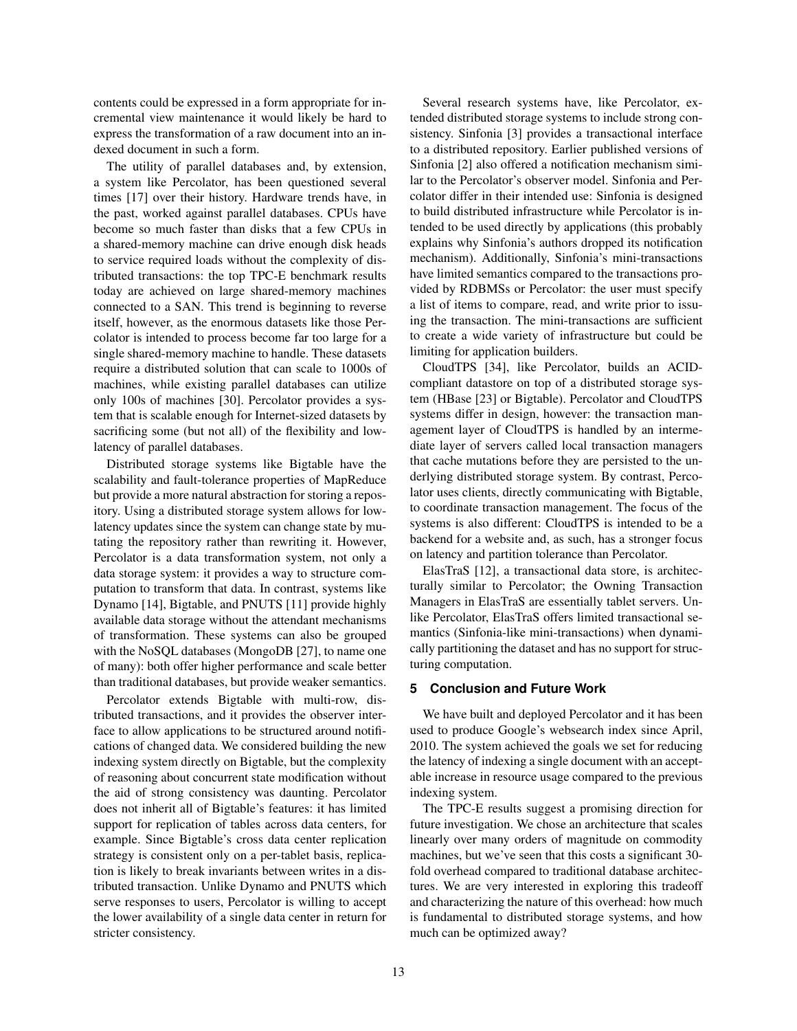contents could be expressed in a form appropriate for incremental view maintenance it would likely be hard to express the transformation of a raw document into an indexed document in such a form.

The utility of parallel databases and, by extension, a system like Percolator, has been questioned several times [17] over their history. Hardware trends have, in the past, worked against parallel databases. CPUs have become so much faster than disks that a few CPUs in a shared-memory machine can drive enough disk heads to service required loads without the complexity of distributed transactions: the top TPC-E benchmark results today are achieved on large shared-memory machines connected to a SAN. This trend is beginning to reverse itself, however, as the enormous datasets like those Percolator is intended to process become far too large for a single shared-memory machine to handle. These datasets require a distributed solution that can scale to 1000s of machines, while existing parallel databases can utilize only 100s of machines [30]. Percolator provides a system that is scalable enough for Internet-sized datasets by sacrificing some (but not all) of the flexibility and low-latency of parallel databases.

Distributed storage systems like Bigtable have the scalability and fault-tolerance properties of MapReduce but provide a more natural abstraction for storing a repository. Using a distributed storage system allows for low-latency updates since the system can change state by mutating the repository rather than rewriting it. However, Percolator is a data transformation system, not only a data storage system: it provides a way to structure computation to transform that data. In contrast, systems like Dynamo [14], Bigtable, and PNUTS [11] provide highly available data storage without the attendant mechanisms of transformation. These systems can also be grouped with the NoSQL databases (MongoDB [27], to name one of many): both offer higher performance and scale better than traditional databases, but provide weaker semantics.

Percolator extends Bigtable with multi-row, distributed transactions, and it provides the observer interface to allow applications to be structured around notifications of changed data. We considered building the new indexing system directly on Bigtable, but the complexity of reasoning about concurrent state modification without the aid of strong consistency was daunting. Percolator does not inherit all of Bigtable's features: it has limited support for replication of tables across data centers, for example. Since Bigtable's cross data center replication strategy is consistent only on a per-tablet basis, replication is likely to break invariants between writes in a distributed transaction. Unlike Dynamo and PNUTS which serve responses to users, Percolator is willing to accept the lower availability of a single data center in return for stricter consistency.

Several research systems have, like Percolator, extended distributed storage systems to include strong consistency. Sinfonia [3] provides a transactional interface to a distributed repository. Earlier published versions of Sinfonia [2] also offered a notification mechanism similar to the Percolator's observer model. Sinfonia and Percolator differ in their intended use: Sinfonia is designed to build distributed infrastructure while Percolator is intended to be used directly by applications (this probably explains why Sinfonia's authors dropped its notification mechanism). Additionally, Sinfonia's mini-transactions have limited semantics compared to the transactions provided by RDBMSs or Percolator: the user must specify a list of items to compare, read, and write prior to issuing the transaction. The mini-transactions are sufficient to create a wide variety of infrastructure but could be limiting for application builders.

CloudTPS [34], like Percolator, builds an ACID-compliant datastore on top of a distributed storage system (HBase [23] or Bigtable). Percolator and CloudTPS systems differ in design, however: the transaction management layer of CloudTPS is handled by an intermediate layer of servers called local transaction managers that cache mutations before they are persisted to the underlying distributed storage system. By contrast, Percolator uses clients, directly communicating with Bigtable, to coordinate transaction management. The focus of the systems is also different: CloudTPS is intended to be a backend for a website and, as such, has a stronger focus on latency and partition tolerance than Percolator.

ElasTraS [12], a transactional data store, is architecturally similar to Percolator; the Owning Transaction Managers in ElasTraS are essentially tablet servers. Unlike Percolator, ElasTraS offers limited transactional semantics (Sinfonia-like mini-transactions) when dynamically partitioning the dataset and has no support for structuring computation.

## 5 Conclusion and Future Work

We have built and deployed Percolator and it has been used to produce Google's websearch index since April, 2010. The system achieved the goals we set for reducing the latency of indexing a single document with an acceptable increase in resource usage compared to the previous indexing system.

The TPC-E results suggest a promising direction for future investigation. We chose an architecture that scales linearly over many orders of magnitude on commodity machines, but we've seen that this costs a significant 30-fold overhead compared to traditional database architectures. We are very interested in exploring this tradeoff and characterizing the nature of this overhead: how much is fundamental to distributed storage systems, and how much can be optimized away?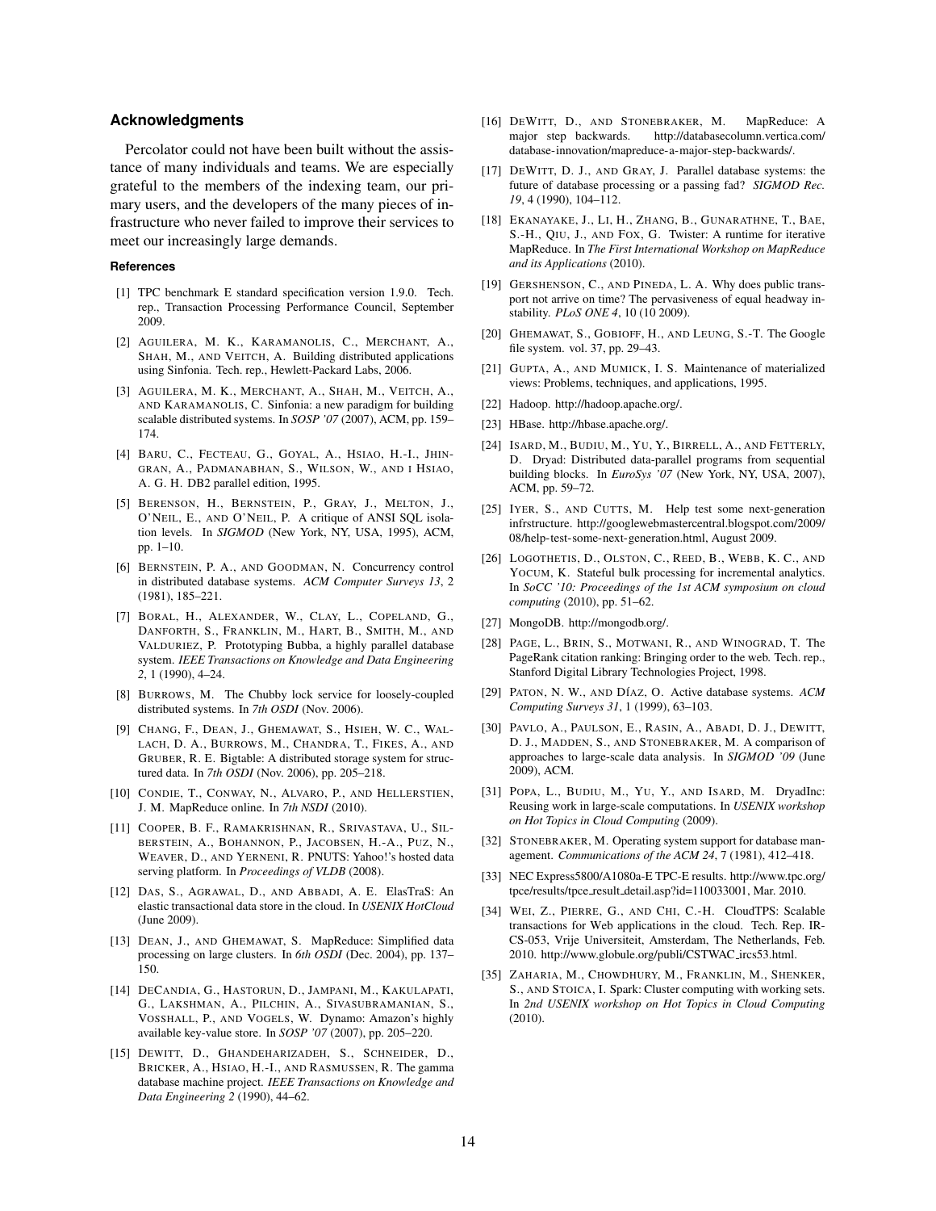## Acknowledgments

Percolator could not have been built without the assistance of many individuals and teams. We are especially grateful to the members of the indexing team, our primary users, and the developers of the many pieces of infrastructure who never failed to improve their services to meet our increasingly large demands.

### References

[1] TPC benchmark E standard specification version 1.9.0. Tech. rep., Transaction Processing Performance Council, September 2009.

[2] AGUILERA, M. K., KARAMANOLIS, C., MERCHANT, A., SHAH, M., AND VEITCH, A. Building distributed applications using Sinfonia. Tech. rep., Hewlett-Packard Labs, 2006.

[3] AGUILERA, M. K., MERCHANT, A., SHAH, M., VEITCH, A., AND KARAMANOLIS, C. Sinfonia: a new paradigm for building scalable distributed systems. In *SOSP '07* (2007), ACM, pp. 159–174.

[4] BARU, C., FECTEAU, G., GOYAL, A., HSIAO, H.-I., JHINGRAN, A., PADMANABHAN, S., WILSON, W., AND I HSIAO, A. G. H. DB2 parallel edition, 1995.

[5] BERENSON, H., BERNSTEIN, P., GRAY, J., MELTON, J., O'NEIL, E., AND O'NEIL, P. A critique of ANSI SQL isolation levels. In *SIGMOD* (New York, NY, USA, 1995), ACM, pp. 1–10.

[6] BERNSTEIN, P. A., AND GOODMAN, N. Concurrency control in distributed database systems. *ACM Computer Surveys 13*, 2 (1981), 185–221.

[7] BORAL, H., ALEXANDER, W., CLAY, L., COPELAND, G., DANFORTH, S., FRANKLIN, M., HART, B., SMITH, M., AND VALDURIEZ, P. Prototyping Bubba, a highly parallel database system. *IEEE Transactions on Knowledge and Data Engineering 2*, 1 (1990), 4–24.

[8] BURROWS, M. The Chubby lock service for loosely-coupled distributed systems. In *7th OSDI* (Nov. 2006).

[9] CHANG, F., DEAN, J., GHEMAWAT, S., HSIEH, W. C., WALLACH, D. A., BURROWS, M., CHANDRA, T., FIKES, A., AND GRUBER, R. E. Bigtable: A distributed storage system for structured data. In *7th OSDI* (Nov. 2006), pp. 205–218.

[10] CONDIE, T., CONWAY, N., ALVARO, P., AND HELLERSTIEN, J. M. MapReduce online. In *7th NSDI* (2010).

[11] COOPER, B. F., RAMAKRISHNAN, R., SRIVASTAVA, U., SILBERSTEIN, A., BOHANNON, P., JACOBSEN, H.-A., PUZ, N., WEAVER, D., AND YERNENI, R. PNUTS: Yahoo!'s hosted data serving platform. In *Proceedings of VLDB* (2008).

[12] DAS, S., AGRAWAL, D., AND ABBADI, A. E. ElasTraS: An elastic transactional data store in the cloud. In *USENIX HotCloud* (June 2009).

[13] DEAN, J., AND GHEMAWAT, S. MapReduce: Simplified data processing on large clusters. In *6th OSDI* (Dec. 2004), pp. 137–150.

[14] DECANDIA, G., HASTORUN, D., JAMPANI, M., KAKULAPATI, G., LAKSHMAN, A., PILCHIN, A., SIVASUBRAMANIAN, S., VOSSHALL, P., AND VOGELS, W. Dynamo: Amazon's highly available key-value store. In *SOSP '07* (2007), pp. 205–220.

[15] DEWITT, D., GHANDEHARIZADEH, S., SCHNEIDER, D., BRICKER, A., HSIAO, H.-I., AND RASMUSSEN, R. The gamma database machine project. *IEEE Transactions on Knowledge and Data Engineering 2* (1990), 44–62.

[16] DEWITT, D., AND STONEBRAKER, M. MapReduce: A major step backwards. http://databasecolumn.vertica.com/database-innovation/mapreduce-a-major-step-backwards/.

[17] DEWITT, D. J., AND GRAY, J. Parallel database systems: the future of database processing or a passing fad? *SIGMOD Rec. 19*, 4 (1990), 104–112.

[18] EKANAYAKE, J., LI, H., ZHANG, B., GUNARATHNE, T., BAE, S.-H., QIU, J., AND FOX, G. Twister: A runtime for iterative MapReduce. In *The First International Workshop on MapReduce and its Applications* (2010).

[19] GERSHENSON, C., AND PINEDA, L. A. Why does public transport not arrive on time? The pervasiveness of equal headway instability. *PLoS ONE 4*, 10 (10 2009).

[20] GHEMAWAT, S., GOBIOFF, H., AND LEUNG, S.-T. The Google file system. vol. 37, pp. 29–43.

[21] GUPTA, A., AND MUMICK, I. S. Maintenance of materialized views: Problems, techniques, and applications, 1995.

[22] Hadoop. http://hadoop.apache.org/.

[23] HBase. http://hbase.apache.org/.

[24] ISARD, M., BUDIU, M., YU, Y., BIRRELL, A., AND FETTERLY, D. Dryad: Distributed data-parallel programs from sequential building blocks. In *EuroSys '07* (New York, NY, USA, 2007), ACM, pp. 59–72.

[25] IYER, S., AND CUTTS, M. Help test some next-generation infrstructure. http://googlewebmastercentral.blogspot.com/2009/08/help-test-some-next-generation.html, August 2009.

[26] LOGOTHETIS, D., OLSTON, C., REED, B., WEBB, K. C., AND YOCUM, K. Stateful bulk processing for incremental analytics. In *SoCC '10: Proceedings of the 1st ACM symposium on cloud computing* (2010), pp. 51–62.

[27] MongoDB. http://mongodb.org/.

[28] PAGE, L., BRIN, S., MOTWANI, R., AND WINOGRAD, T. The PageRank citation ranking: Bringing order to the web. Tech. rep., Stanford Digital Library Technologies Project, 1998.

[29] PATON, N. W., AND DÍAZ, O. Active database systems. *ACM Computing Surveys 31*, 1 (1999), 63–103.

[30] PAVLO, A., PAULSON, E., RASIN, A., ABADI, D. J., DEWITT, D. J., MADDEN, S., AND STONEBRAKER, M. A comparison of approaches to large-scale data analysis. In *SIGMOD '09* (June 2009), ACM.

[31] POPA, L., BUDIU, M., YU, Y., AND ISARD, M. DryadInc: Reusing work in large-scale computations. In *USENIX workshop on Hot Topics in Cloud Computing* (2009).

[32] STONEBRAKER, M. Operating system support for database management. *Communications of the ACM 24*, 7 (1981), 412–418.

[33] NEC Express5800/A1080a-E TPC-E results. http://www.tpc.org/tpce/results/tpce_result_detail.asp?id=110033001, Mar. 2010.

[34] WEI, Z., PIERRE, G., AND CHI, C.-H. CloudTPS: Scalable transactions for Web applications in the cloud. Tech. Rep. IR-CS-053, Vrije Universiteit, Amsterdam, The Netherlands, Feb. 2010. http://www.globule.org/publi/CSTWAC_ircs53.html.

[35] ZAHARIA, M., CHOWDHURY, M., FRANKLIN, M., SHENKER, S., AND STOICA, I. Spark: Cluster computing with working sets. In *2nd USENIX workshop on Hot Topics in Cloud Computing* (2010).